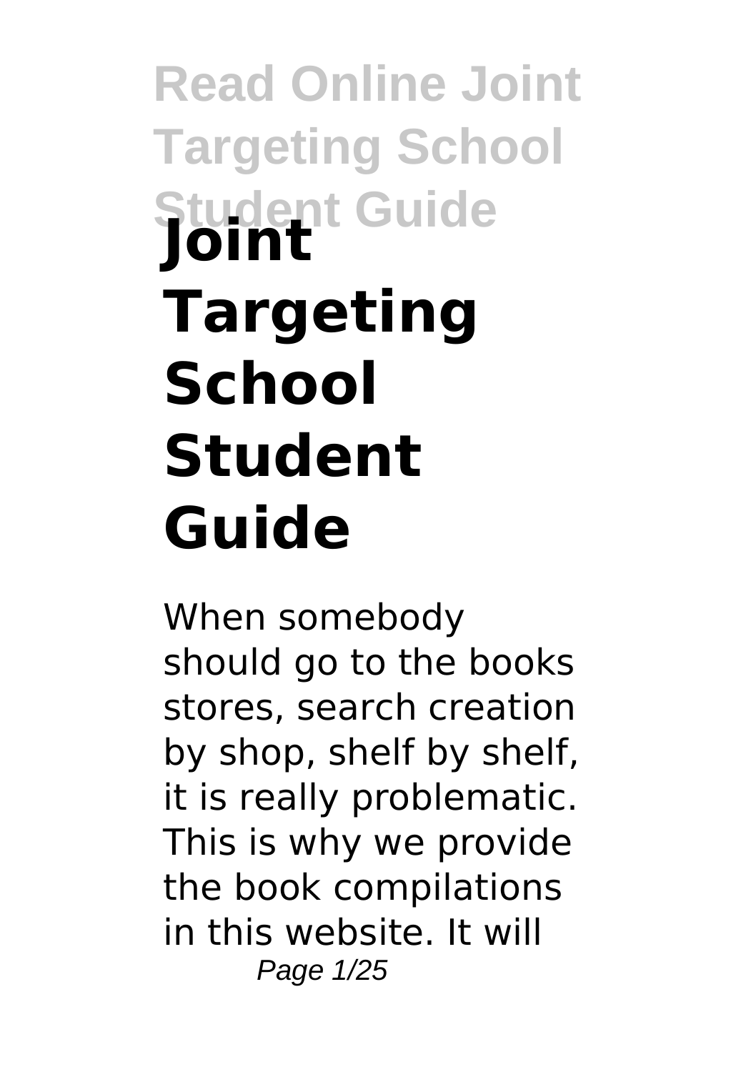# Joint Targeting School Student Guide

When somebody should go to the books stores, search creation by shop, shelf by shelf, it is really problematic. This is why we provide the book compilations in this website. It will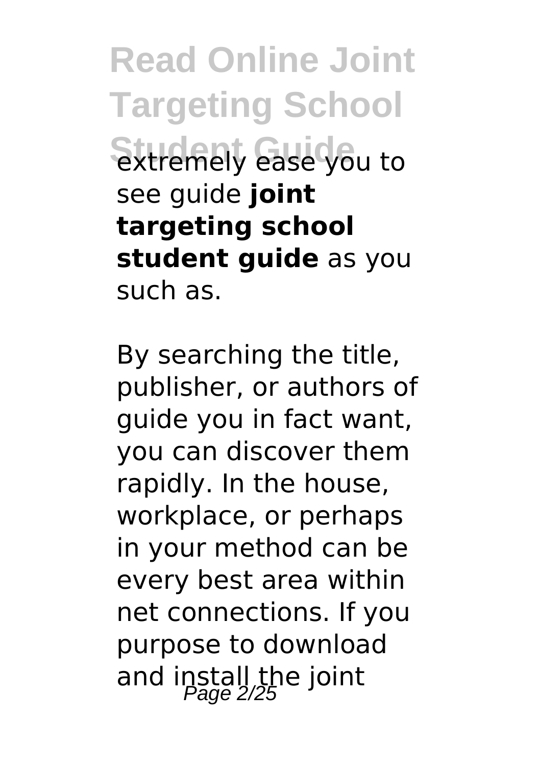extremely ease you to see guide **joint targeting school student guide** as you such as.

By searching the title, publisher, or authors of guide you in fact want, you can discover them rapidly. In the house, workplace, or perhaps in your method can be every best area within net connections. If you purpose to download and install the joint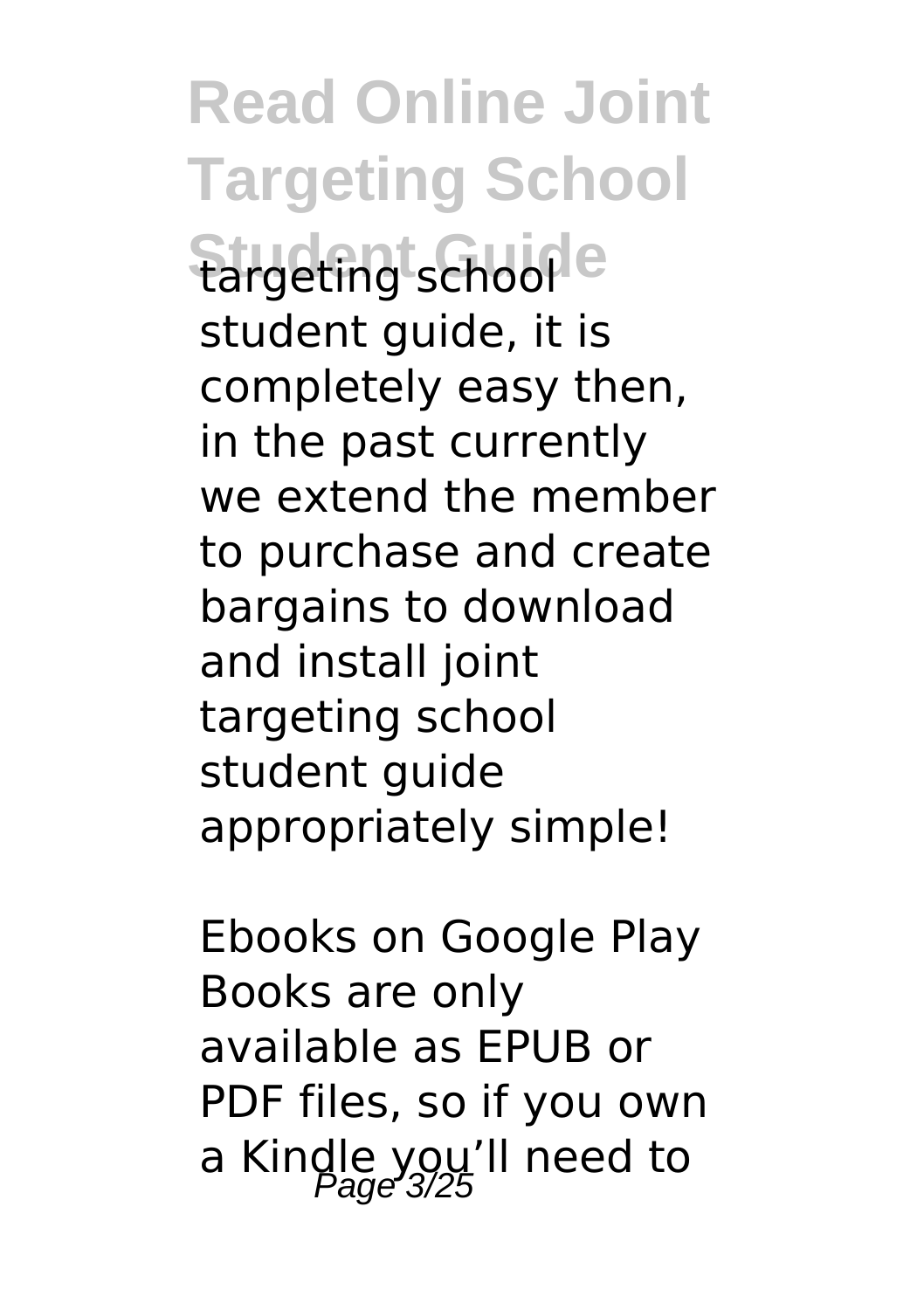targeting school student guide, it is completely easy then, in the past currently we extend the member to purchase and create bargains to download and install joint targeting school student guide appropriately simple!

Ebooks on Google Play Books are only available as EPUB or PDF files, so if you own a Kindle you'll need to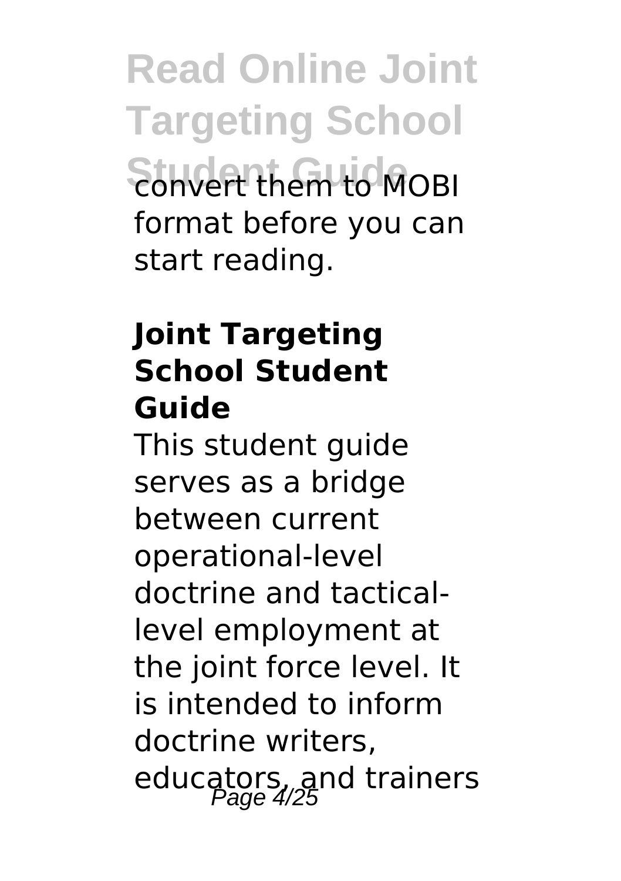convert them to MOBI format before you can start reading.

## Joint Targeting School Student Guide

This student guide serves as a bridge between current operational-level doctrine and tactical-level employment at the joint force level. It is intended to inform doctrine writers, educators, and trainers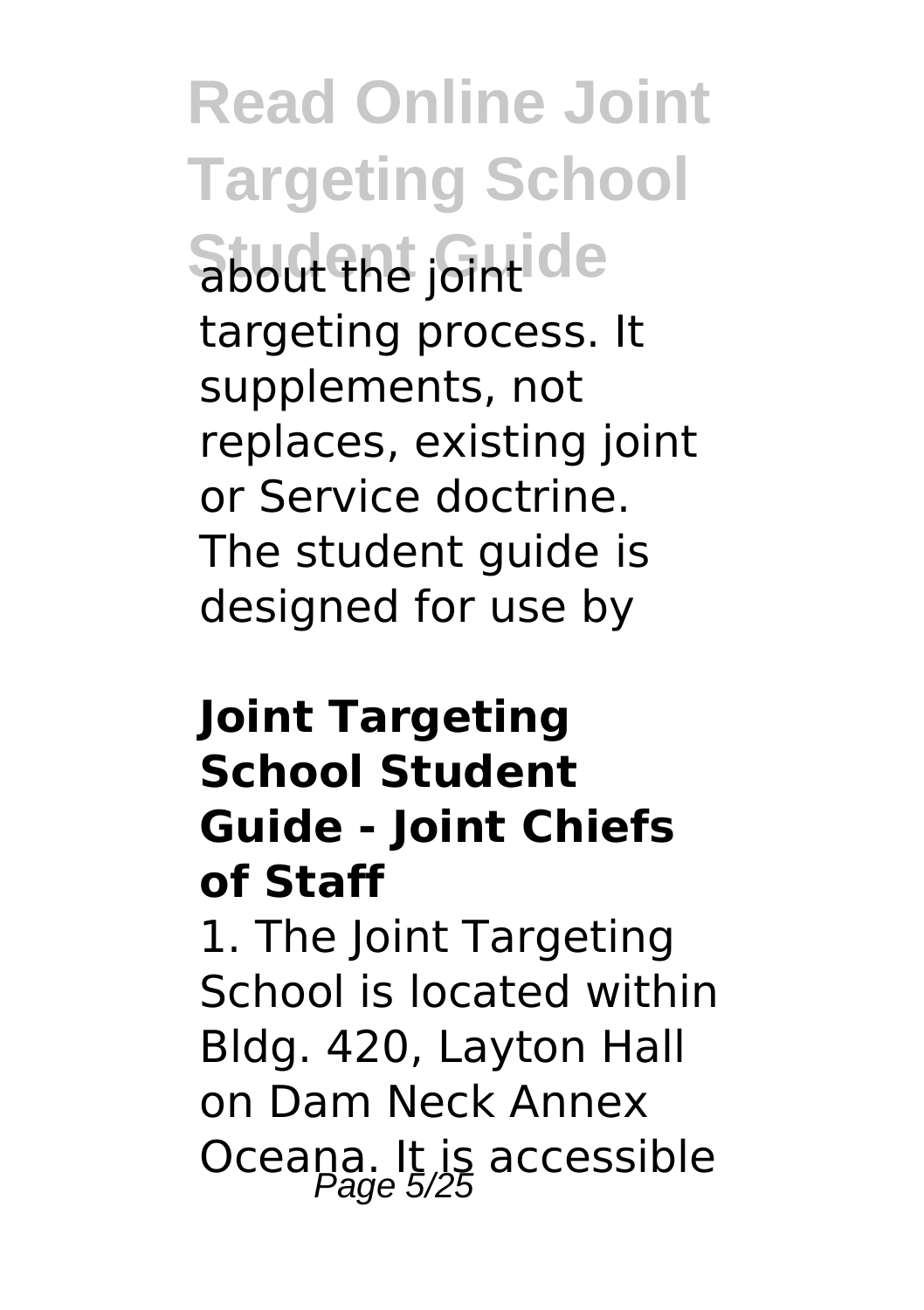about the joint targeting process. It supplements, not replaces, existing joint or Service doctrine. The student guide is designed for use by

### Joint Targeting School Student Guide - Joint Chiefs of Staff

1. The Joint Targeting School is located within Bldg. 420, Layton Hall on Dam Neck Annex Oceana. It is accessible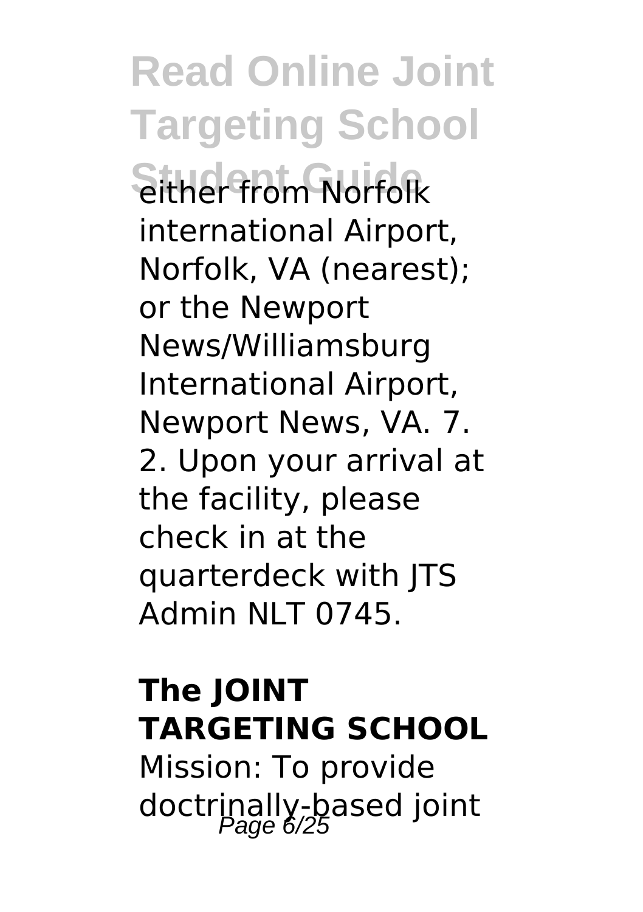either from Norfolk international Airport, Norfolk, VA (nearest); or the Newport News/Williamsburg International Airport, Newport News, VA. 7. 2. Upon your arrival at the facility, please check in at the quarterdeck with JTS Admin NLT 0745.

## The JOINT TARGETING SCHOOL

Mission: To provide doctrinally-based joint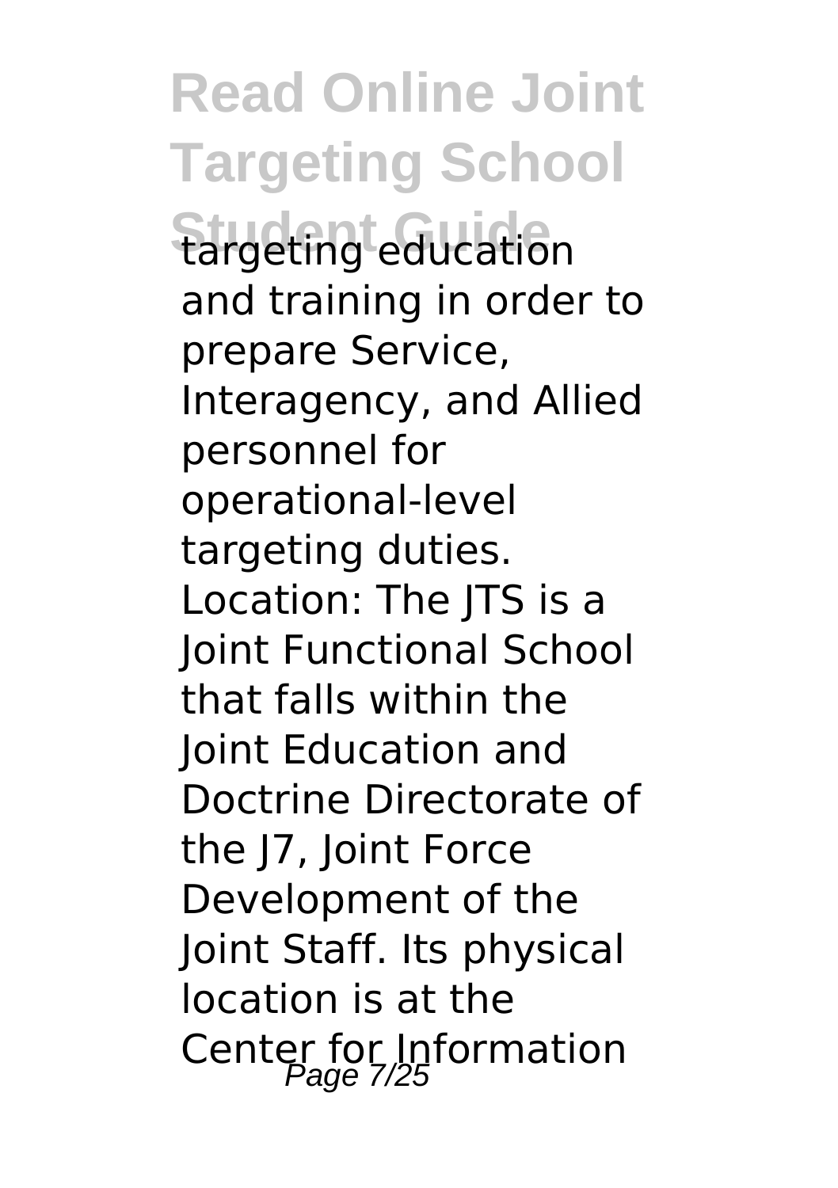targeting education and training in order to prepare Service, Interagency, and Allied personnel for operational-level targeting duties. Location: The JTS is a Joint Functional School that falls within the Joint Education and Doctrine Directorate of the J7, Joint Force Development of the Joint Staff. Its physical location is at the Center for Information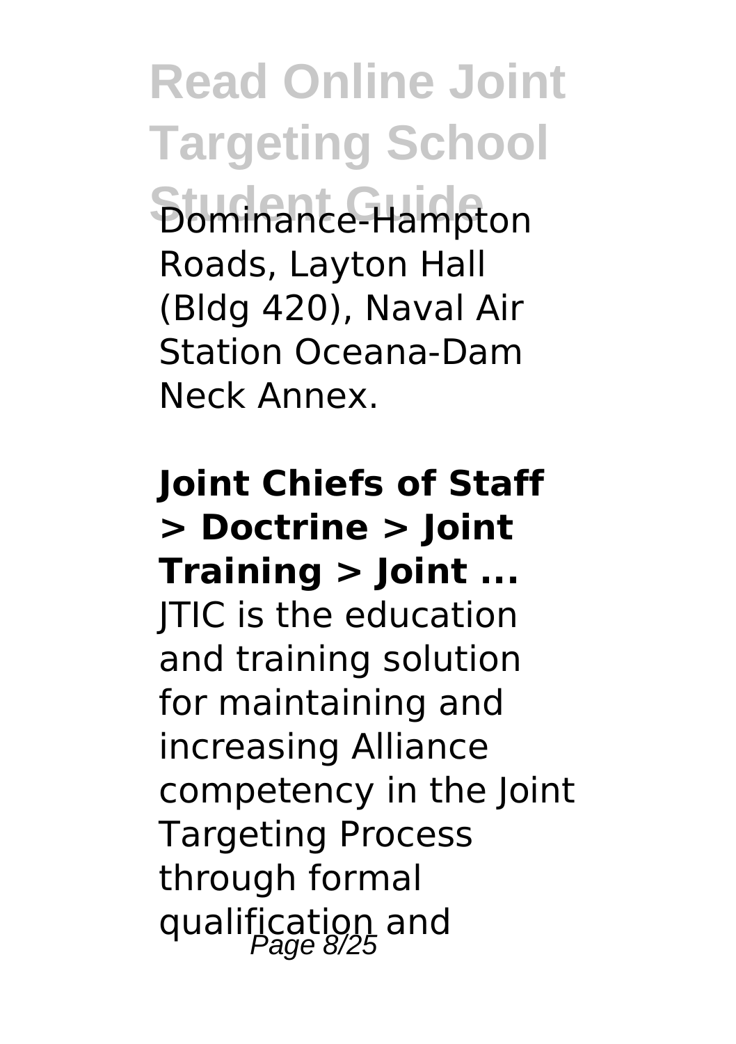Dominance-Hampton Roads, Layton Hall (Bldg 420), Naval Air Station Oceana-Dam Neck Annex.

**Joint Chiefs of Staff > Doctrine > Joint Training > Joint ...**

JTIC is the education and training solution for maintaining and increasing Alliance competency in the Joint Targeting Process through formal qualification and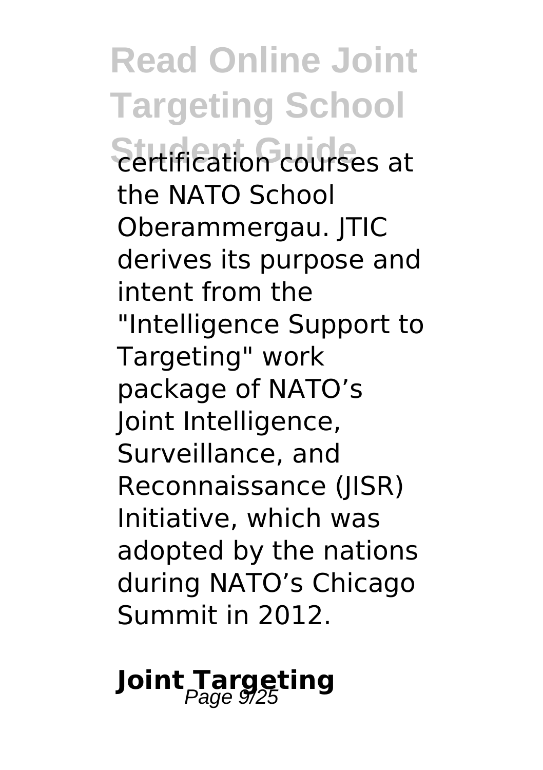certification courses at the NATO School Oberammergau. JTIC derives its purpose and intent from the "Intelligence Support to Targeting" work package of NATO's Joint Intelligence, Surveillance, and Reconnaissance (JISR) Initiative, which was adopted by the nations during NATO's Chicago Summit in 2012.

## Joint Targeting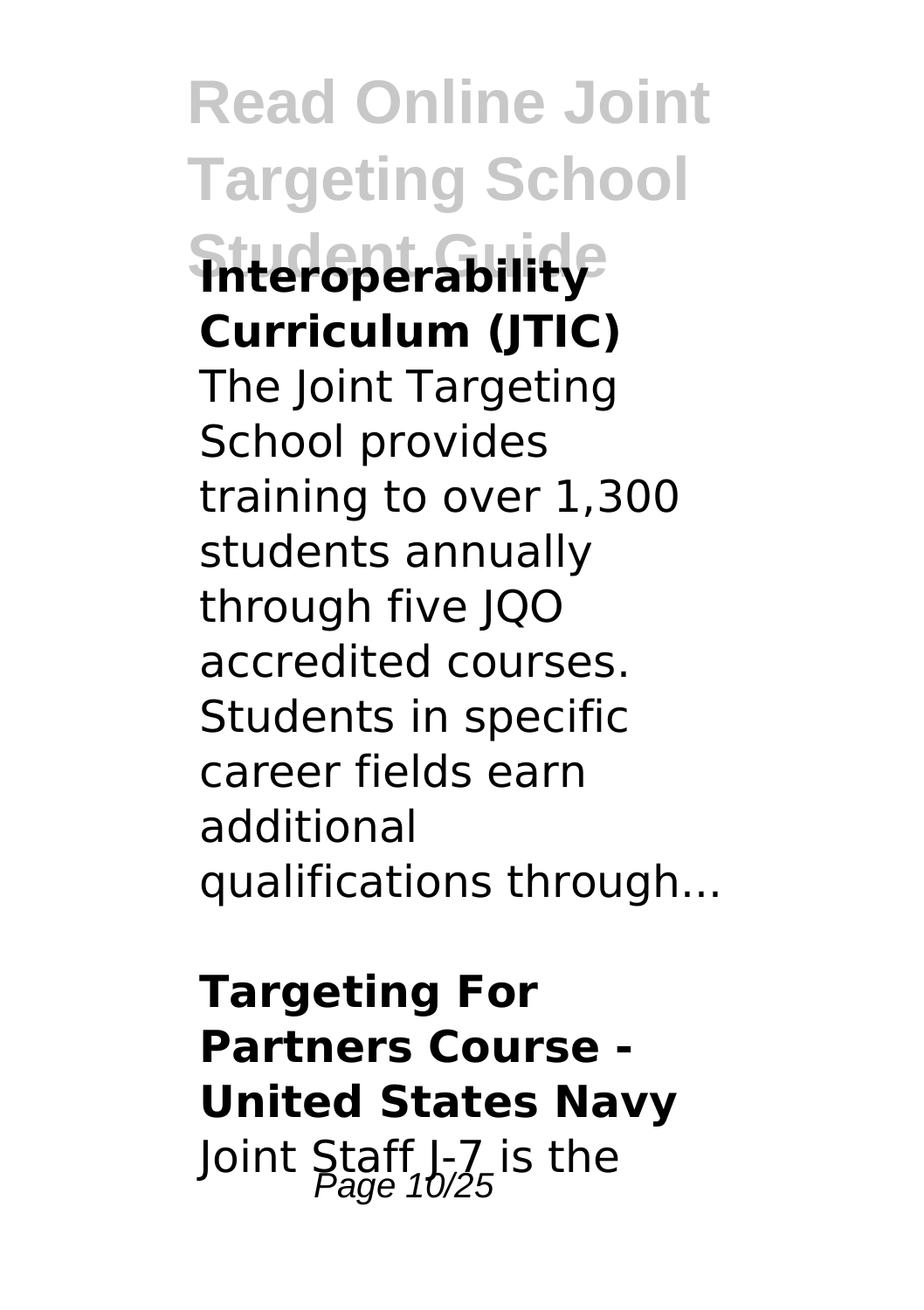**Interoperability Curriculum (JTIC)**

The Joint Targeting School provides training to over 1,300 students annually through five JQO accredited courses. Students in specific career fields earn additional qualifications through...

**Targeting For Partners Course - United States Navy**

Joint Staff J-7 is the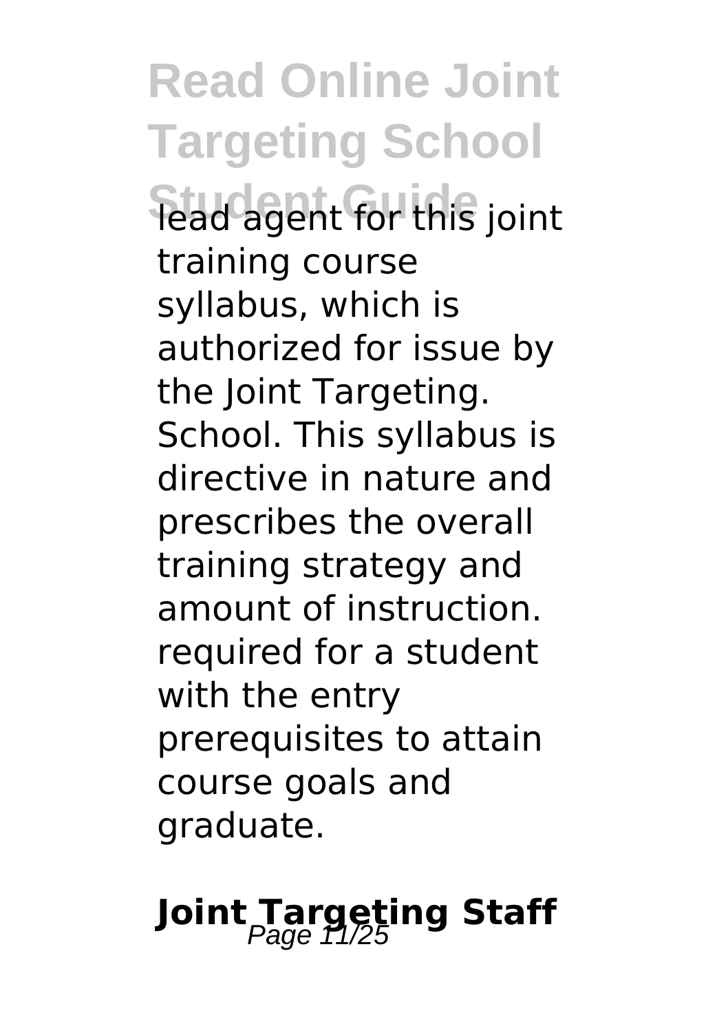lead agent for this joint training course syllabus, which is authorized for issue by the Joint Targeting. School. This syllabus is directive in nature and prescribes the overall training strategy and amount of instruction. required for a student with the entry prerequisites to attain course goals and graduate.

## Joint Targeting Staff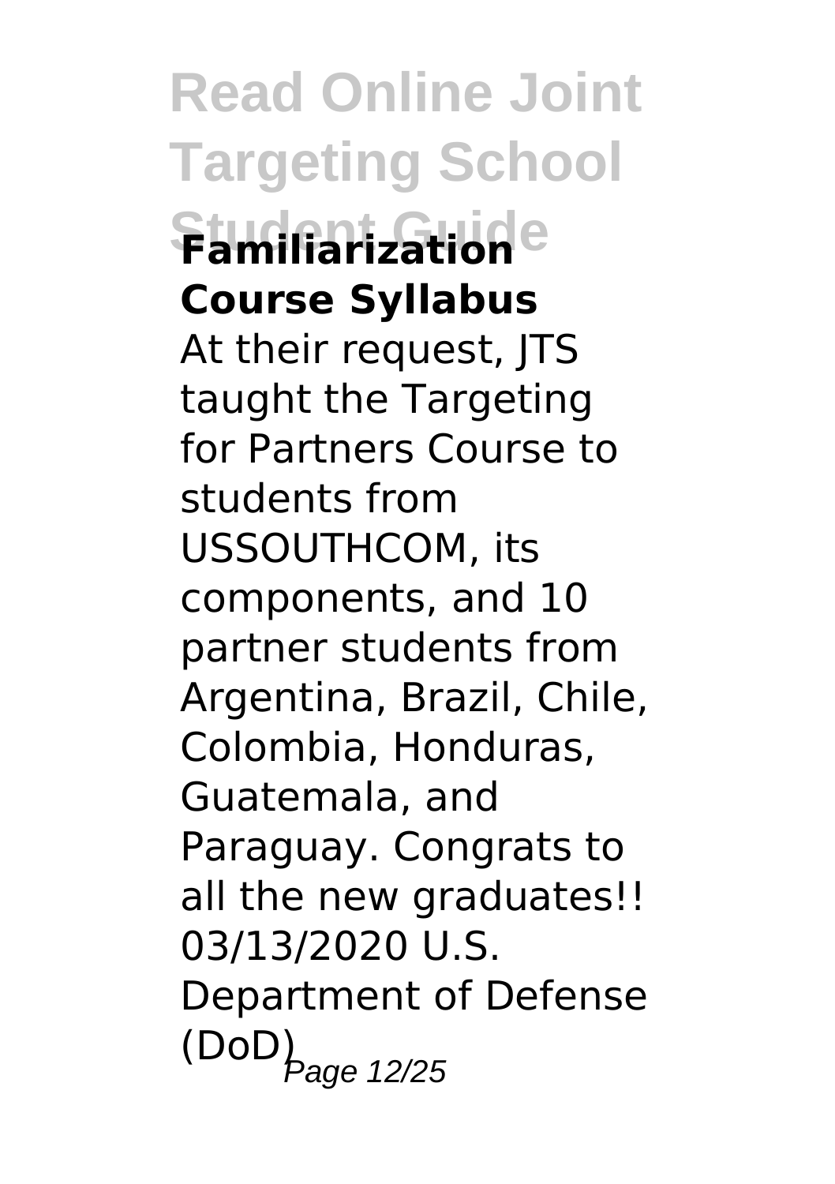**Familiarization Course Syllabus**

At their request, JTS taught the Targeting for Partners Course to students from USSOUTHCOM, its components, and 10 partner students from Argentina, Brazil, Chile, Colombia, Honduras, Guatemala, and Paraguay. Congrats to all the new graduates!! 03/13/2020 U.S. Department of Defense (DoD)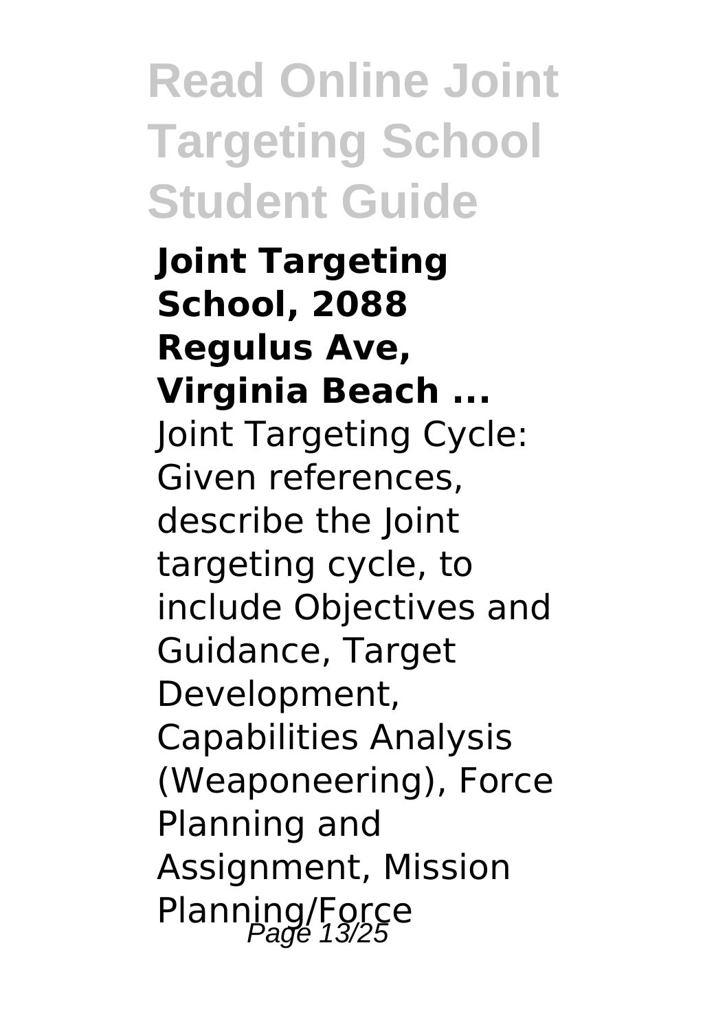**Joint Targeting School, 2088 Regulus Ave, Virginia Beach ...**

Joint Targeting Cycle: Given references, describe the Joint targeting cycle, to include Objectives and Guidance, Target Development, Capabilities Analysis (Weaponeering), Force Planning and Assignment, Mission Planning/Force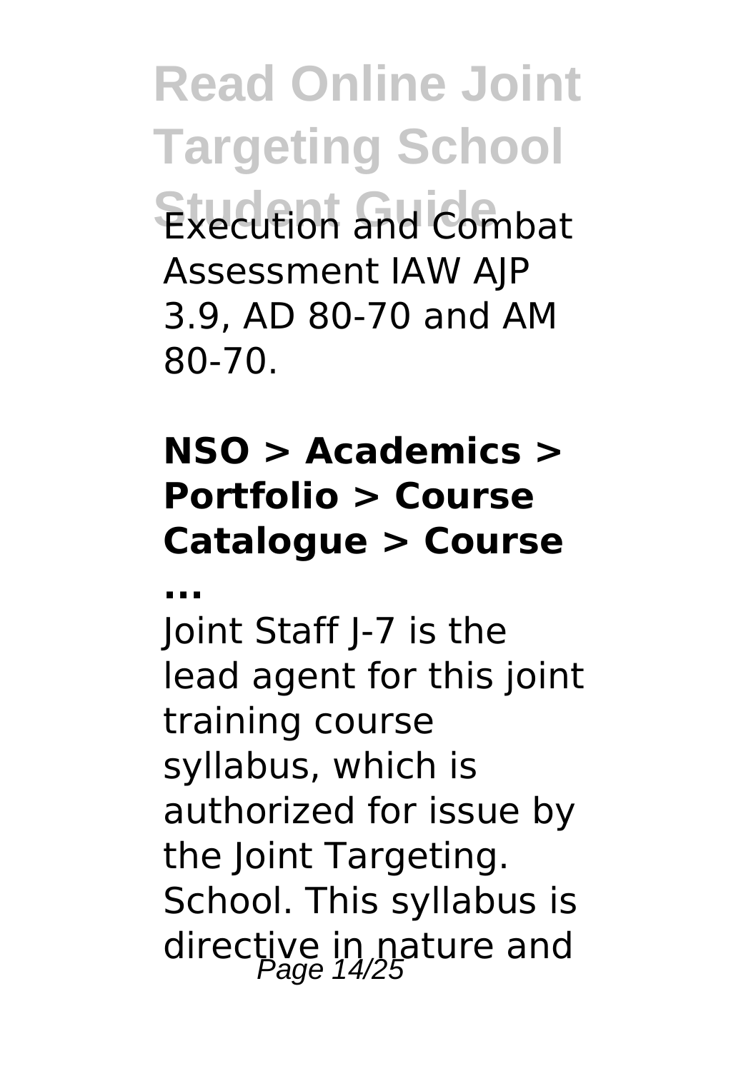Execution and Combat Assessment IAW AJP 3.9, AD 80-70 and AM 80-70.

**NSO > Academics > Portfolio > Course Catalogue > Course ...**

Joint Staff J-7 is the lead agent for this joint training course syllabus, which is authorized for issue by the Joint Targeting. School. This syllabus is directive in nature and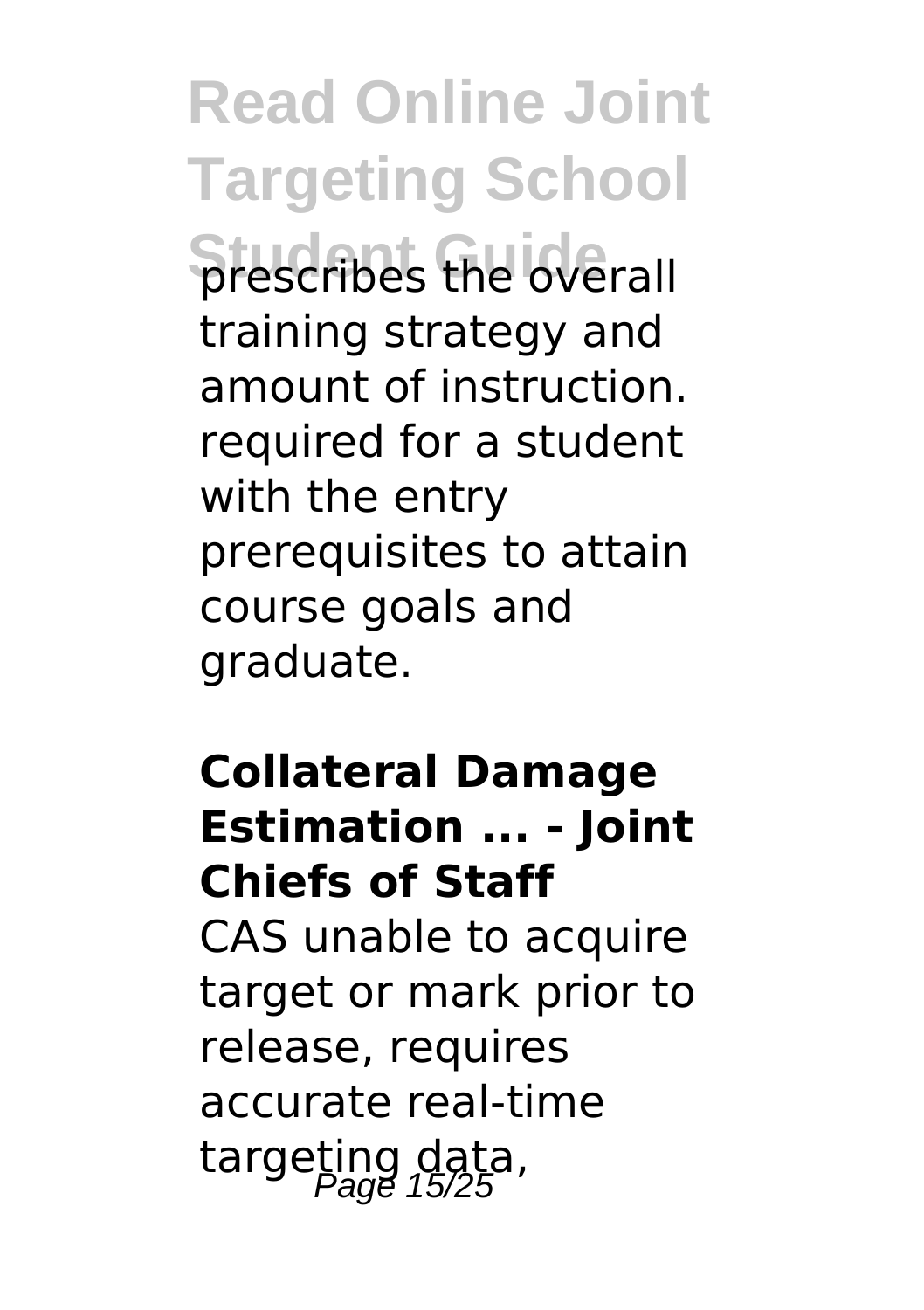prescribes the overall training strategy and amount of instruction. required for a student with the entry prerequisites to attain course goals and graduate.

**Collateral Damage Estimation ... - Joint Chiefs of Staff**

CAS unable to acquire target or mark prior to release, requires accurate real-time targeting data,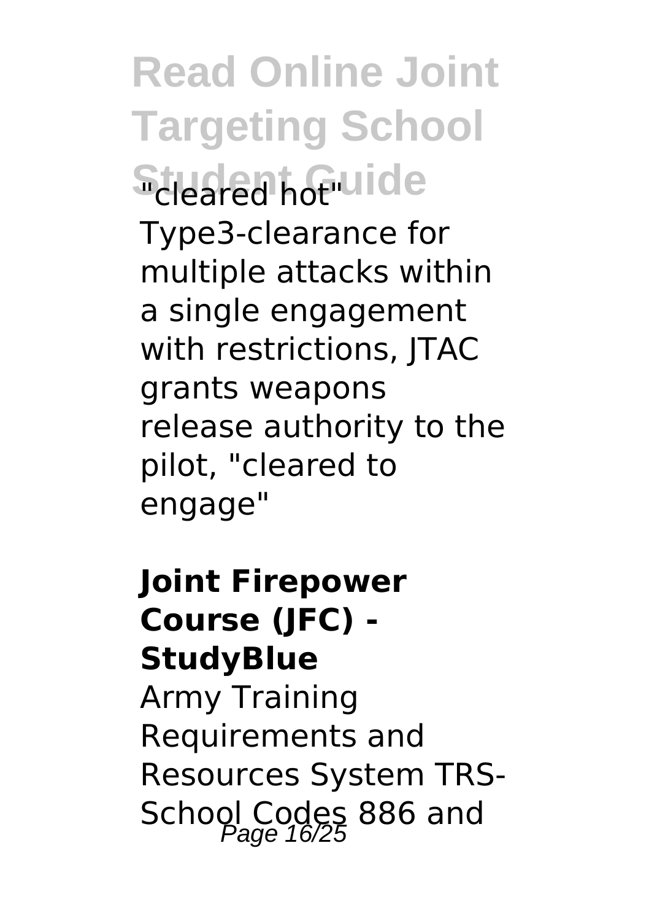"cleared hot" Type3-clearance for multiple attacks within a single engagement with restrictions, JTAC grants weapons release authority to the pilot, "cleared to engage"

**Joint Firepower Course (JFC) - StudyBlue**

Army Training Requirements and Resources System TRS-School Codes 886 and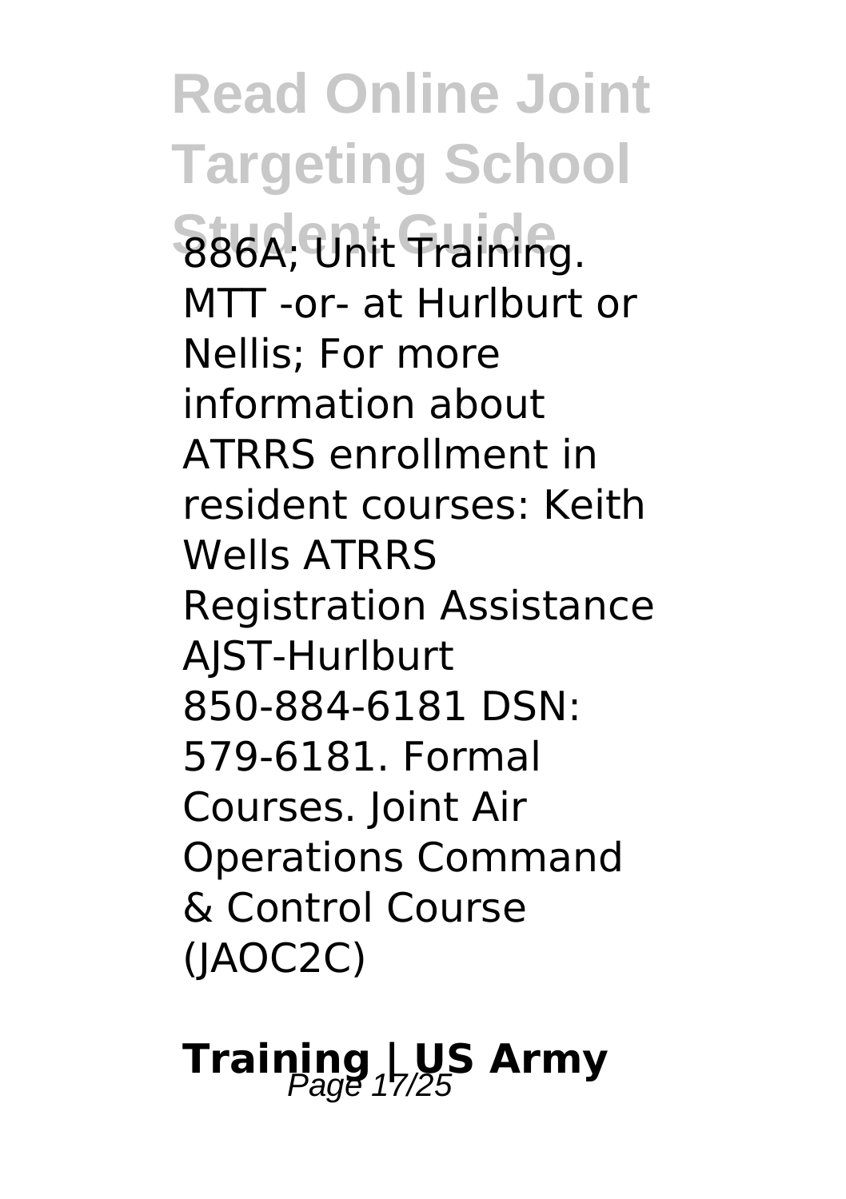886A; Unit Training. MTT -or- at Hurlburt or Nellis; For more information about ATRRS enrollment in resident courses: Keith Wells ATRRS Registration Assistance AJST-Hurlburt 850-884-6181 DSN: 579-6181. Formal Courses. Joint Air Operations Command & Control Course (JAOC2C)

## Training | US Army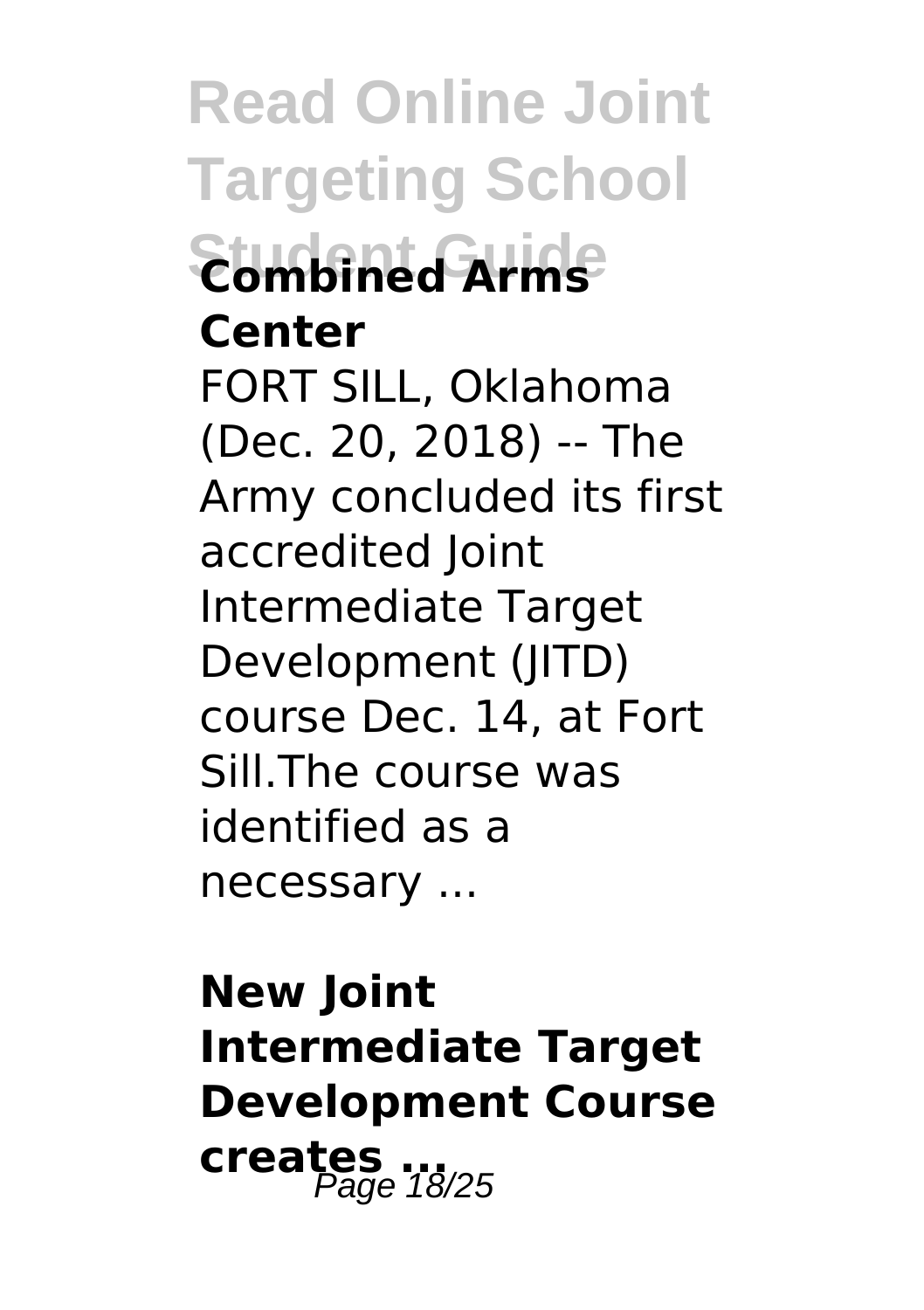**Combined Arms Center**

FORT SILL, Oklahoma (Dec. 20, 2018) -- The Army concluded its first accredited Joint Intermediate Target Development (JITD) course Dec. 14, at Fort Sill.The course was identified as a necessary ...

**New Joint Intermediate Target Development Course creates ...**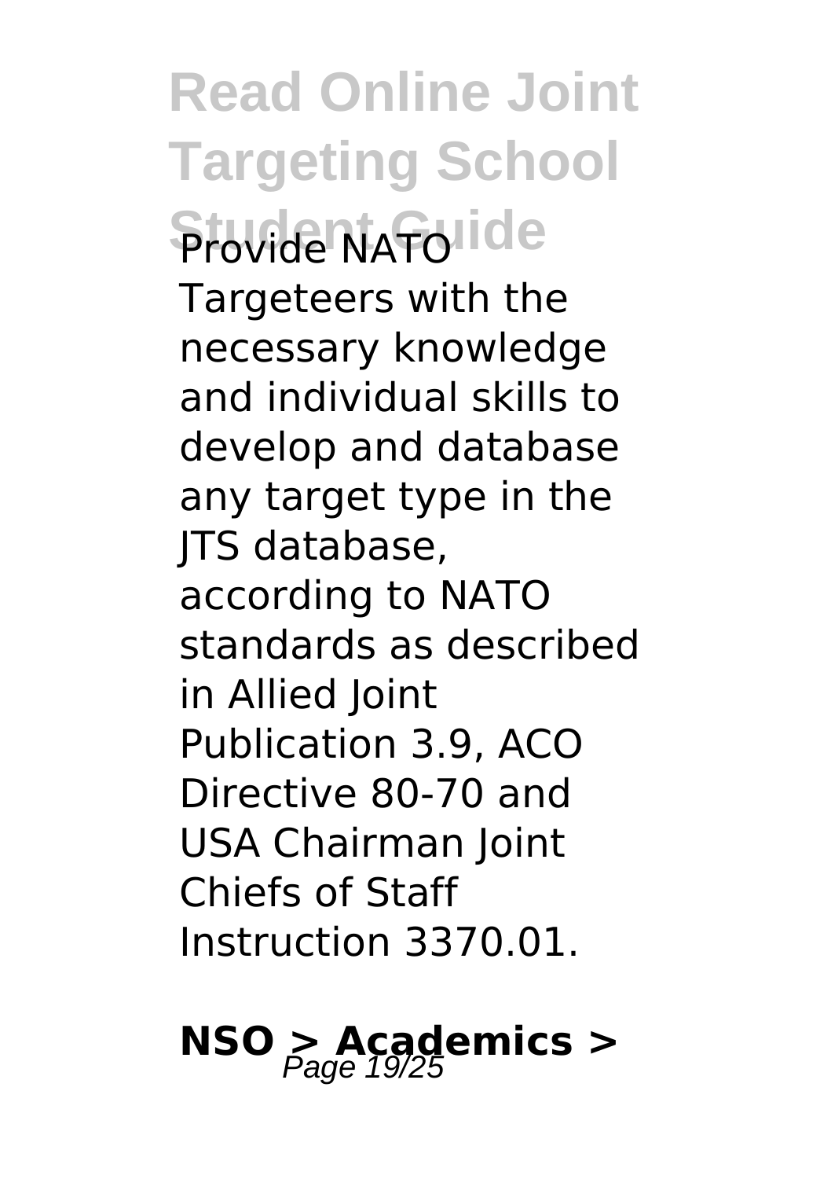Provide NATO Targeteers with the necessary knowledge and individual skills to develop and database any target type in the JTS database, according to NATO standards as described in Allied Joint Publication 3.9, ACO Directive 80-70 and USA Chairman Joint Chiefs of Staff Instruction 3370.01.

## NSO > Academics >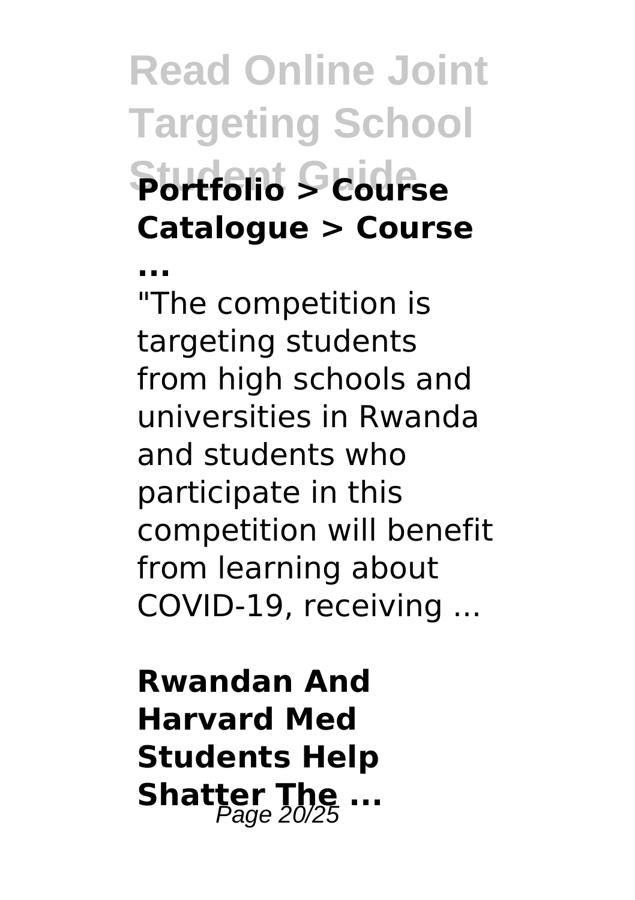**Portfolio > Course Catalogue > Course ...**

"The competition is targeting students from high schools and universities in Rwanda and students who participate in this competition will benefit from learning about COVID-19, receiving ...

**Rwandan And Harvard Med Students Help Shatter The ...**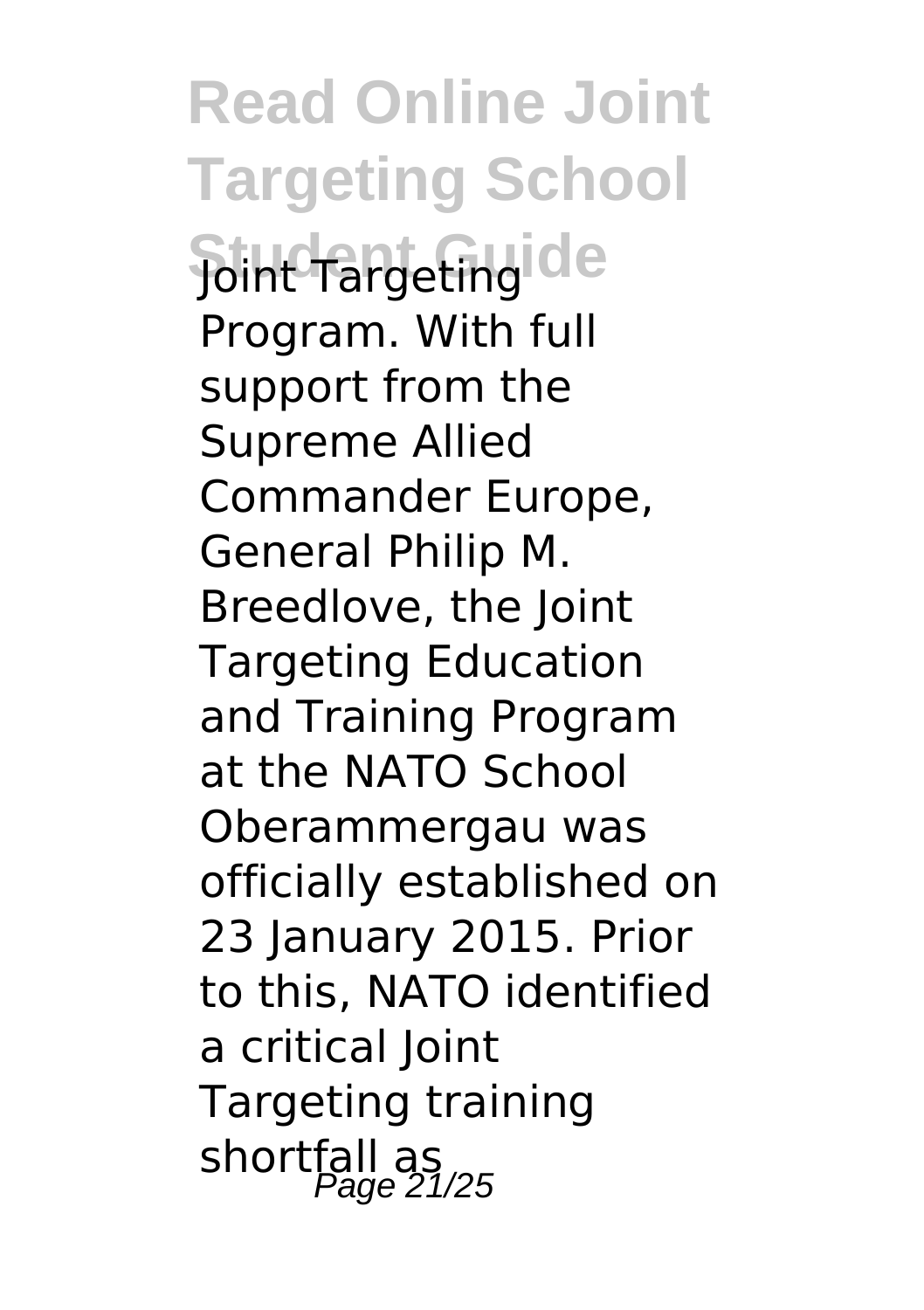Joint Targeting Program. With full support from the Supreme Allied Commander Europe, General Philip M. Breedlove, the Joint Targeting Education and Training Program at the NATO School Oberammergau was officially established on 23 January 2015. Prior to this, NATO identified a critical Joint Targeting training shortfall as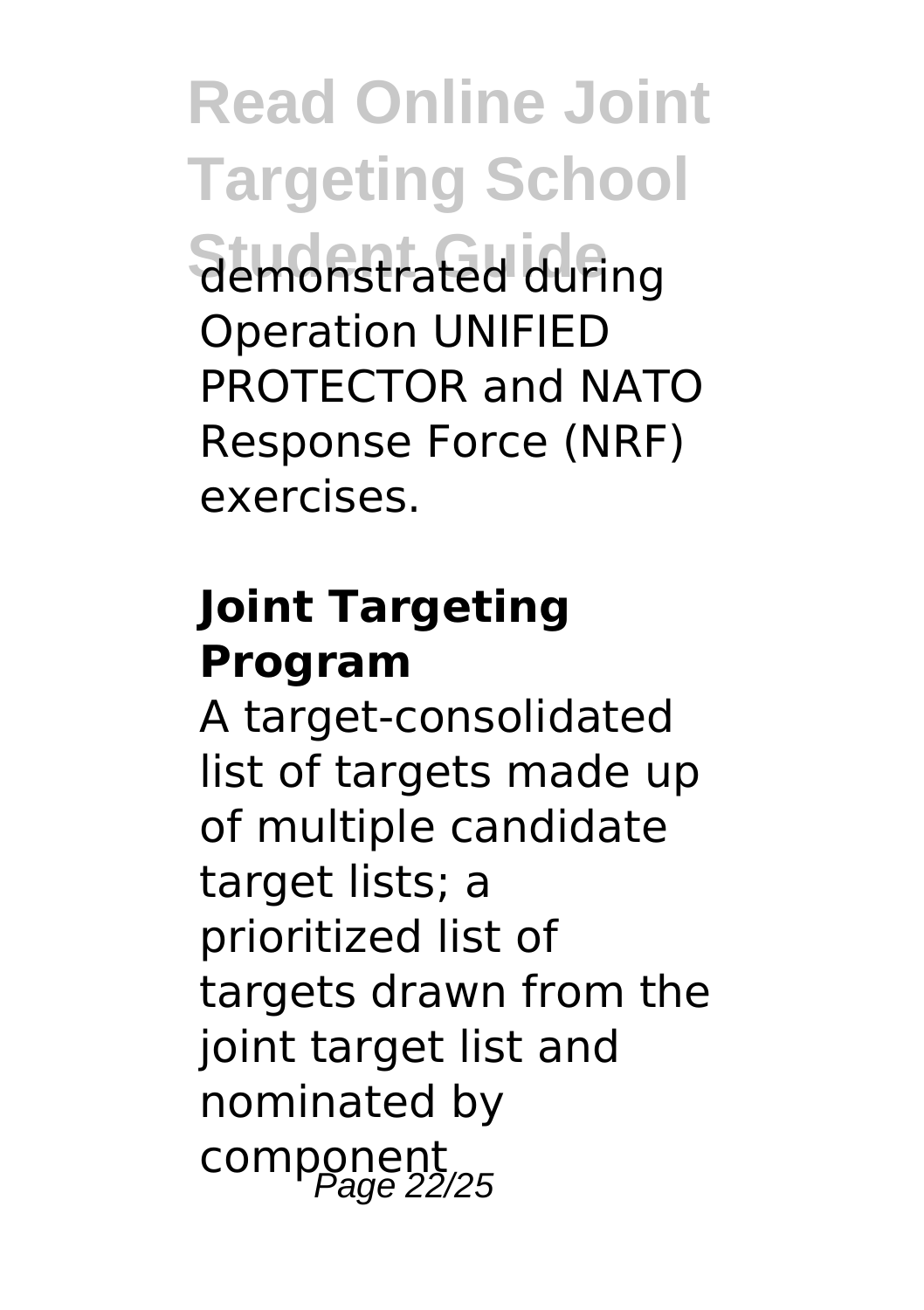demonstrated during Operation UNIFIED PROTECTOR and NATO Response Force (NRF) exercises.

### Joint Targeting Program

A target-consolidated list of targets made up of multiple candidate target lists; a prioritized list of targets drawn from the joint target list and nominated by component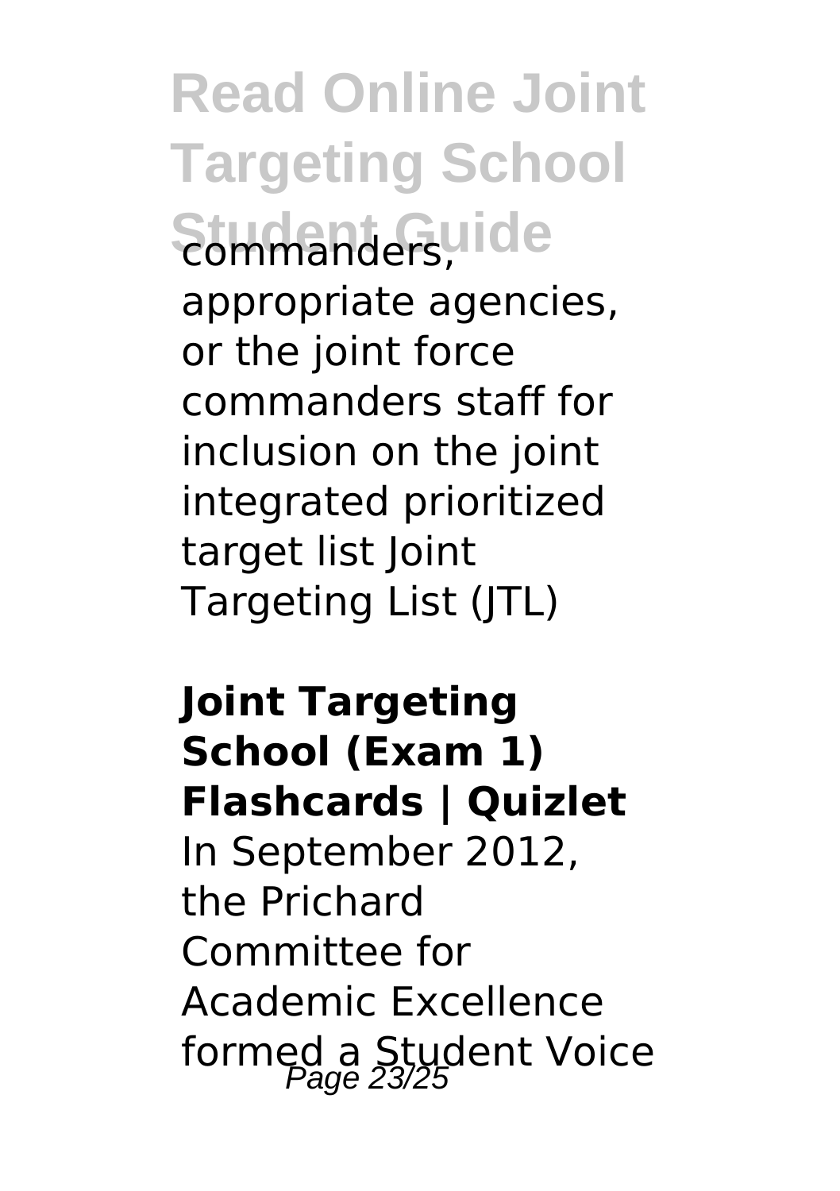commanders, appropriate agencies, or the joint force commanders staff for inclusion on the joint integrated prioritized target list Joint Targeting List (JTL)

**Joint Targeting School (Exam 1) Flashcards | Quizlet**

In September 2012, the Prichard Committee for Academic Excellence formed a Student Voice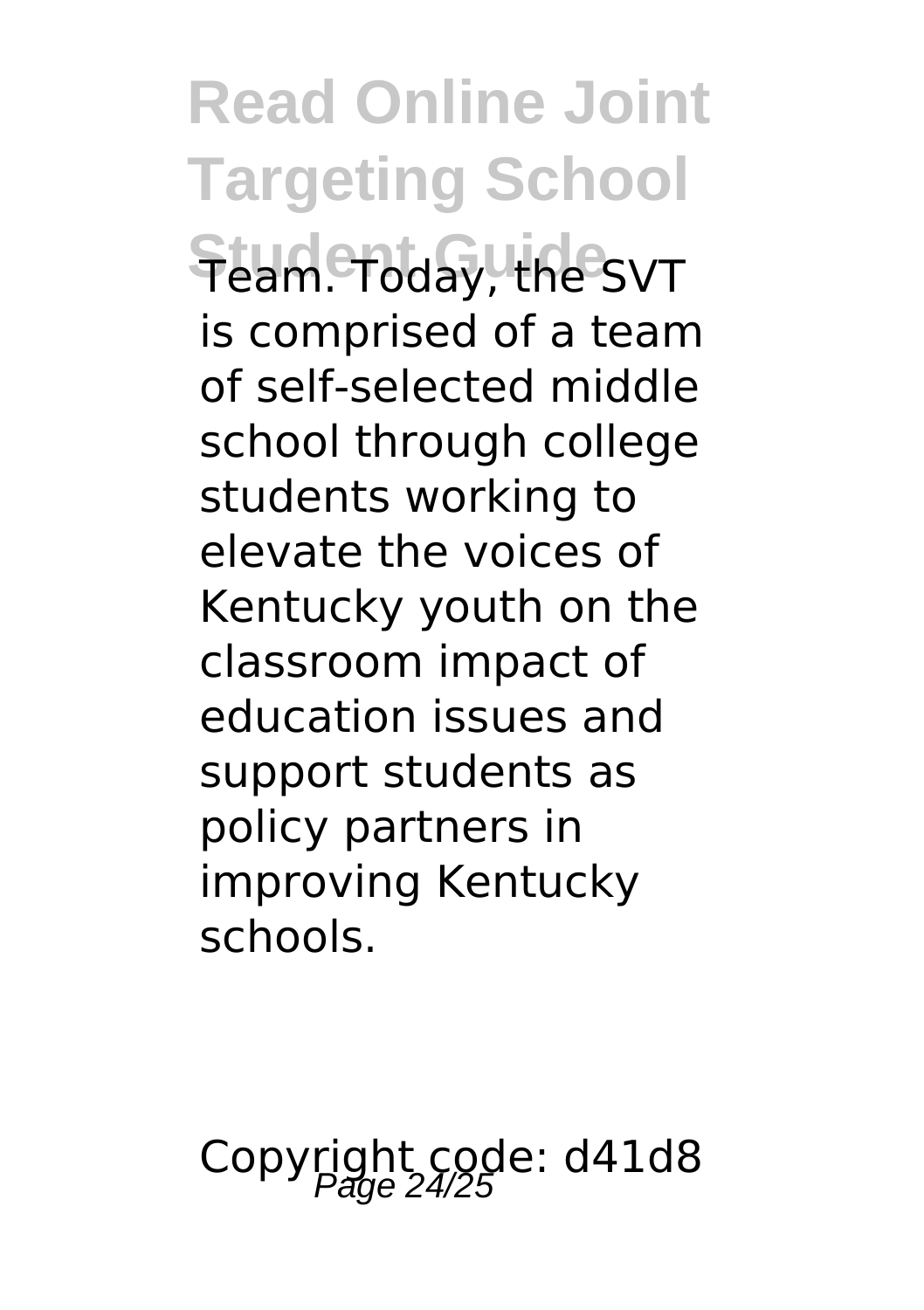Team. Today, the SVT is comprised of a team of self-selected middle school through college students working to elevate the voices of Kentucky youth on the classroom impact of education issues and support students as policy partners in improving Kentucky schools.

Copyright code: d41d8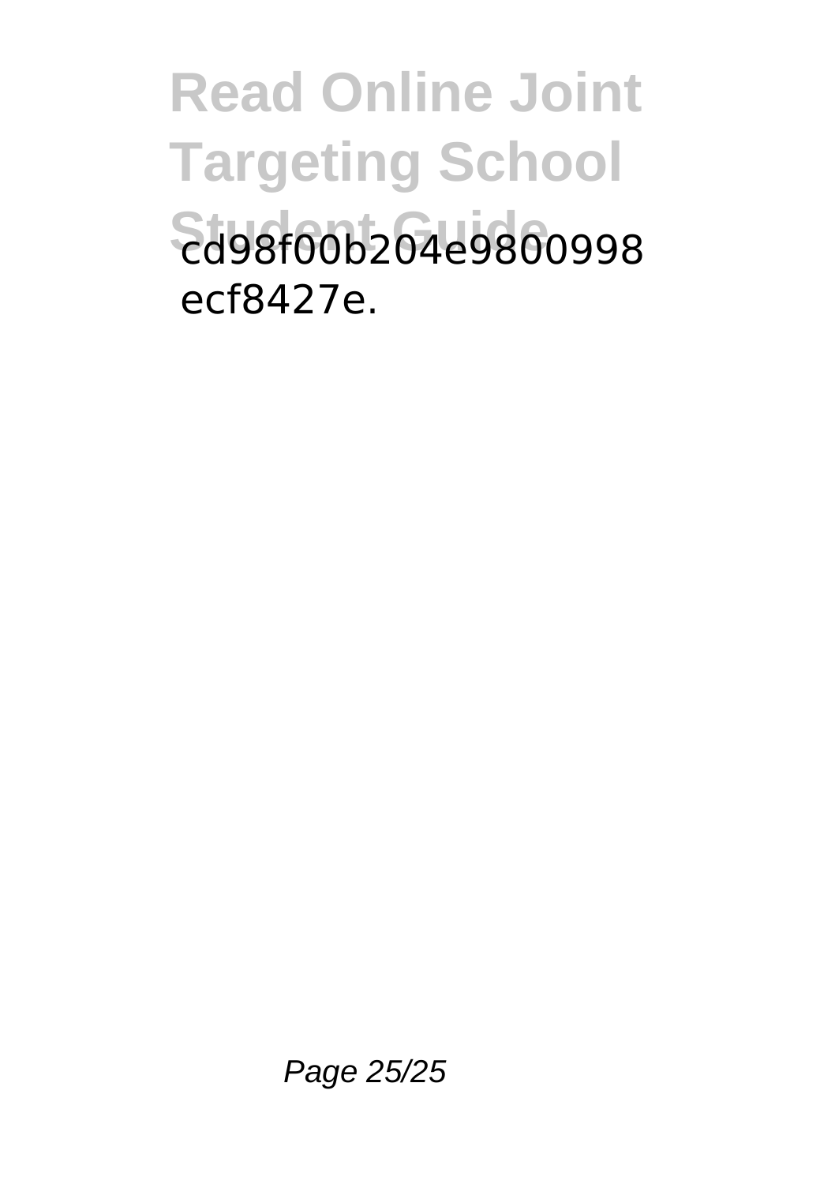cd98f00b204e9800998ecf8427e.